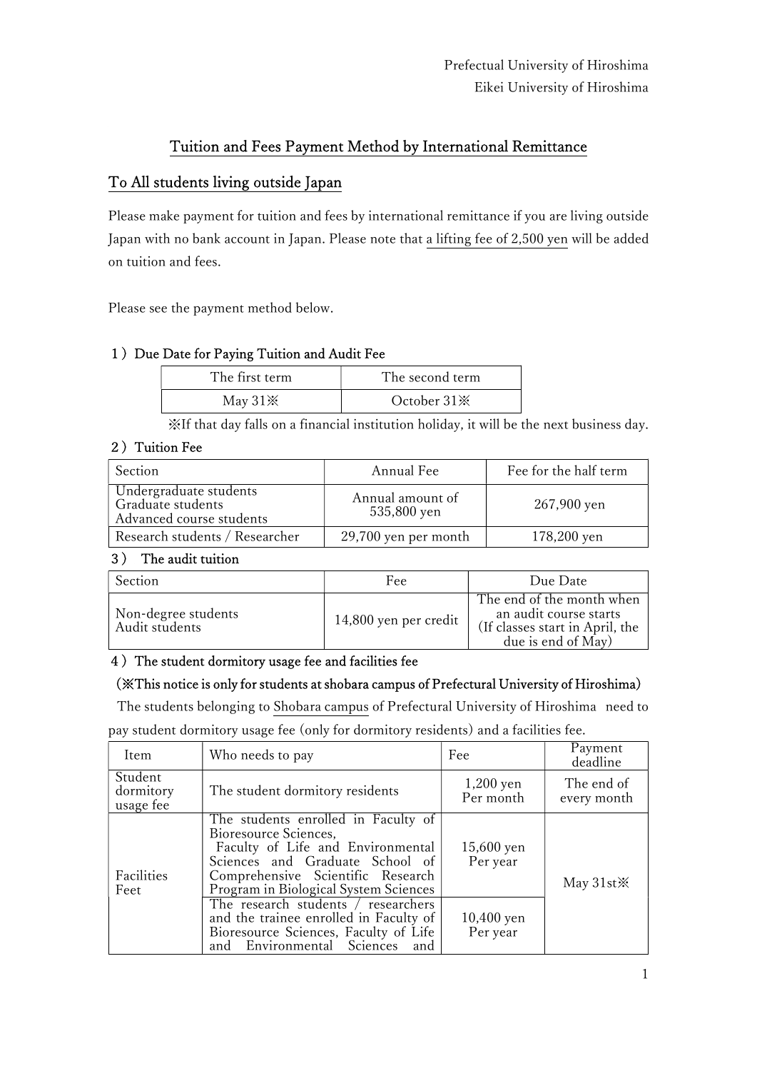Prefectual University of Hiroshima
Eikei University of Hiroshima

## Tuition and Fees Payment Method by International Remittance

## To All students living outside Japan

Please make payment for tuition and fees by international remittance if you are living outside Japan with no bank account in Japan. Please note that a lifting fee of 2,500 yen will be added on tuition and fees.

Please see the payment method below.

### １）Due Date for Paying Tuition and Audit Fee

| The first term | The second term |
|---|---|
| May 31※ | October 31※ |

※If that day falls on a financial institution holiday, it will be the next business day.

### ２）Tuition Fee

| Section | Annual Fee | Fee for the half term |
|---|---|---|
| Undergraduate students<br>Graduate students<br>Advanced course students | Annual amount of 535,800 yen | 267,900 yen |
| Research students / Researcher | 29,700 yen per month | 178,200 yen |

### ３） The audit tuition

| Section | Fee | Due Date |
|---|---|---|
| Non-degree students<br>Audit students | 14,800 yen per credit | The end of the month when an audit course starts (If classes start in April, the due is end of May) |

### ４）The student dormitory usage fee and facilities fee

（※This notice is only for students at shobara campus of Prefectural University of Hiroshima）

The students belonging to Shobara campus of Prefectural University of Hiroshima need to pay student dormitory usage fee (only for dormitory residents) and a facilities fee.

| Item | Who needs to pay | Fee | Payment deadline |
|---|---|---|---|
| Student dormitory usage fee | The student dormitory residents | 1,200 yen Per month | The end of every month |
| Facilities Feet | The students enrolled in Faculty of Bioresource Sciences, Faculty of Life and Environmental Sciences and Graduate School of Comprehensive Scientific Research Program in Biological System Sciences | 15,600 yen Per year | May 31st※ |
| | The research students / researchers and the trainee enrolled in Faculty of Bioresource Sciences, Faculty of Life and Environmental Sciences and | 10,400 yen Per year | |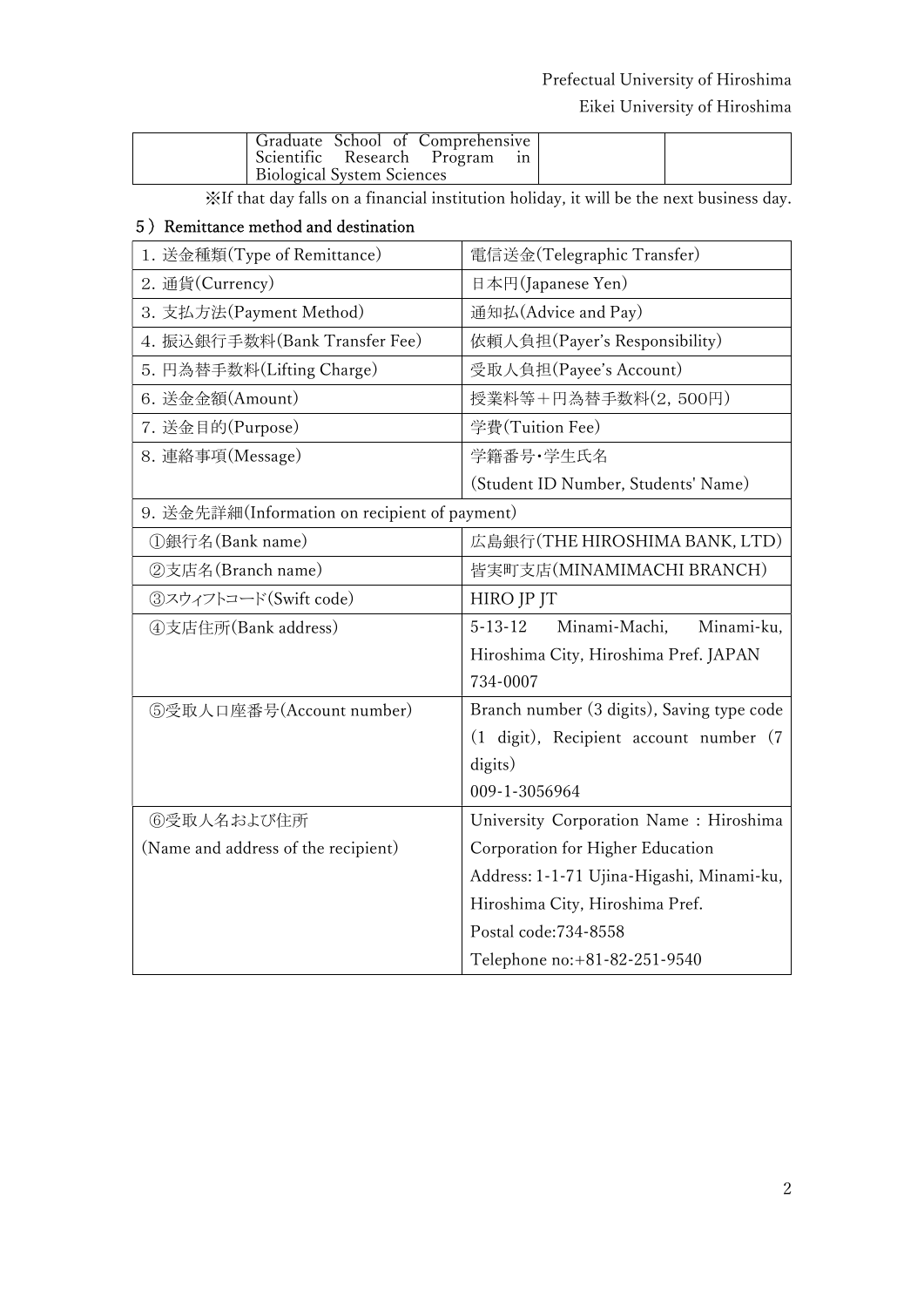| | | | |
|---|---|---|---|
| | Graduate School of Comprehensive Scientific Research Program in Biological System Sciences | | |

※If that day falls on a financial institution holiday, it will be the next business day.

### 5）Remittance method and destination

| | |
|---|---|
| 1. 送金種類(Type of Remittance) | 電信送金(Telegraphic Transfer) |
| 2. 通貨(Currency) | 日本円(Japanese Yen) |
| 3. 支払方法(Payment Method) | 通知払(Advice and Pay) |
| 4. 振込銀行手数料(Bank Transfer Fee) | 依頼人負担(Payer's Responsibility) |
| 5. 円為替手数料(Lifting Charge) | 受取人負担(Payee's Account) |
| 6. 送金金額(Amount) | 授業料等＋円為替手数料(2，500円) |
| 7. 送金目的(Purpose) | 学費(Tuition Fee) |
| 8. 連絡事項(Message) | 学籍番号・学生氏名<br>(Student ID Number, Students' Name) |
| 9. 送金先詳細(Information on recipient of payment) | |
| ①銀行名(Bank name) | 広島銀行(THE HIROSHIMA BANK, LTD) |
| ②支店名(Branch name) | 皆実町支店(MINAMIMACHI BRANCH) |
| ③スウィフトコード(Swift code) | HIRO JP JT |
| ④支店住所(Bank address) | 5-13-12 Minami-Machi, Minami-ku, Hiroshima City, Hiroshima Pref. JAPAN 734-0007 |
| ⑤受取人口座番号(Account number) | Branch number (3 digits), Saving type code (1 digit), Recipient account number (7 digits)<br>009-1-3056964 |
| ⑥受取人名および住所<br>(Name and address of the recipient) | University Corporation Name : Hiroshima Corporation for Higher Education<br>Address: 1-1-71 Ujina-Higashi, Minami-ku, Hiroshima City, Hiroshima Pref.<br>Postal code:734-8558<br>Telephone no:+81-82-251-9540 |